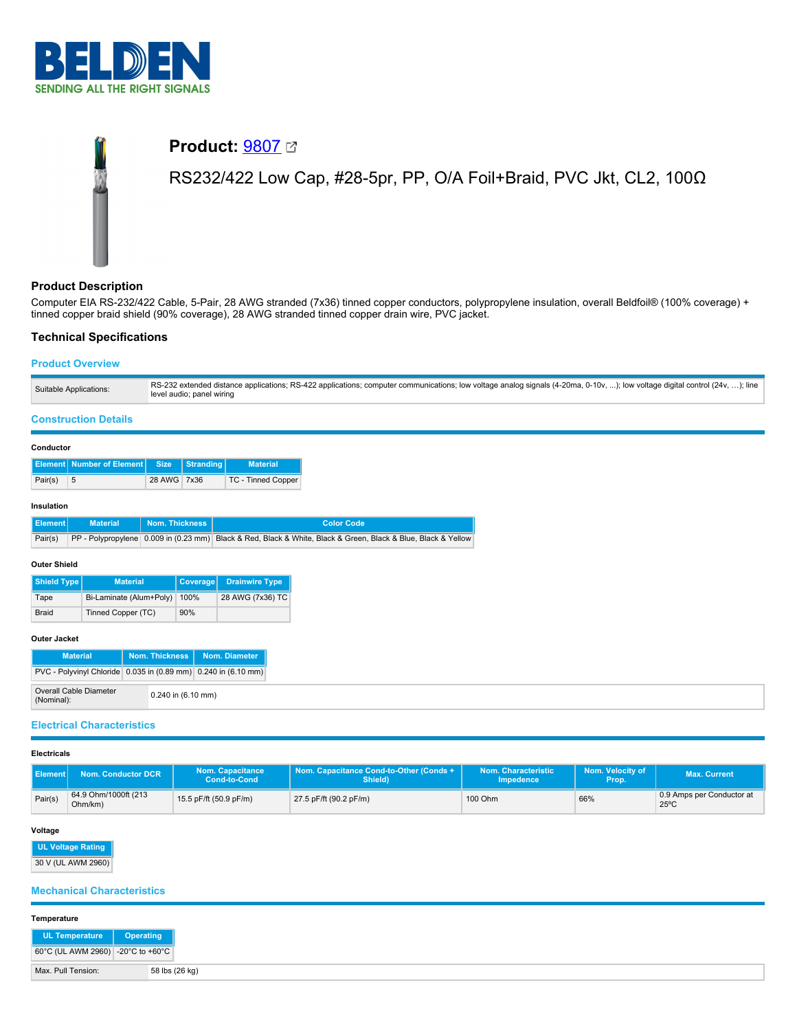# Product: 9807

RS232/422 Low Cap, #28-5pr, PP, O/A Foil+Braid, PVC Jkt, CL2, 100Ω

## Product Description

Computer EIA RS-232/422 Cable, 5-Pair, 28 AWG stranded (7x36) tinned copper conductors, polypropylene insulation, overall Beldfoil® (100% coverage) + tinned copper braid shield (90% coverage), 28 AWG stranded tinned copper drain wire, PVC jacket.

## Technical Specifications

### Product Overview

| | |
|---|---|
| Suitable Applications: | RS-232 extended distance applications; RS-422 applications; computer communications; low voltage analog signals (4-20ma, 0-10v, ...); low voltage digital control (24v, …); line level audio; panel wiring |

### Construction Details

**Conductor**

| Element | Number of Element | Size | Stranding | Material |
|---|---|---|---|---|
| Pair(s) | 5 | 28 AWG | 7x36 | TC - Tinned Copper |

**Insulation**

| Element | Material | Nom. Thickness | Color Code |
|---|---|---|---|
| Pair(s) | PP - Polypropylene | 0.009 in (0.23 mm) | Black & Red, Black & White, Black & Green, Black & Blue, Black & Yellow |

**Outer Shield**

| Shield Type | Material | Coverage | Drainwire Type |
|---|---|---|---|
| Tape | Bi-Laminate (Alum+Poly) | 100% | 28 AWG (7x36) TC |
| Braid | Tinned Copper (TC) | 90% | |

**Outer Jacket**

| Material | Nom. Thickness | Nom. Diameter |
|---|---|---|
| PVC - Polyvinyl Chloride | 0.035 in (0.89 mm) | 0.240 in (6.10 mm) |

| | |
|---|---|
| Overall Cable Diameter (Nominal): | 0.240 in (6.10 mm) |

### Electrical Characteristics

**Electricals**

| Element | Nom. Conductor DCR | Nom. Capacitance Cond-to-Cond | Nom. Capacitance Cond-to-Other (Conds + Shield) | Nom. Characteristic Impedence | Nom. Velocity of Prop. | Max. Current |
|---|---|---|---|---|---|---|
| Pair(s) | 64.9 Ohm/1000ft (213 Ohm/km) | 15.5 pF/ft (50.9 pF/m) | 27.5 pF/ft (90.2 pF/m) | 100 Ohm | 66% | 0.9 Amps per Conductor at 25ºC |

**Voltage**

| UL Voltage Rating |
|---|
| 30 V (UL AWM 2960) |

### Mechanical Characteristics

**Temperature**

| UL Temperature | Operating |
|---|---|
| 60°C (UL AWM 2960) | -20°C to +60°C |

| | |
|---|---|
| Max. Pull Tension: | 58 lbs (26 kg) |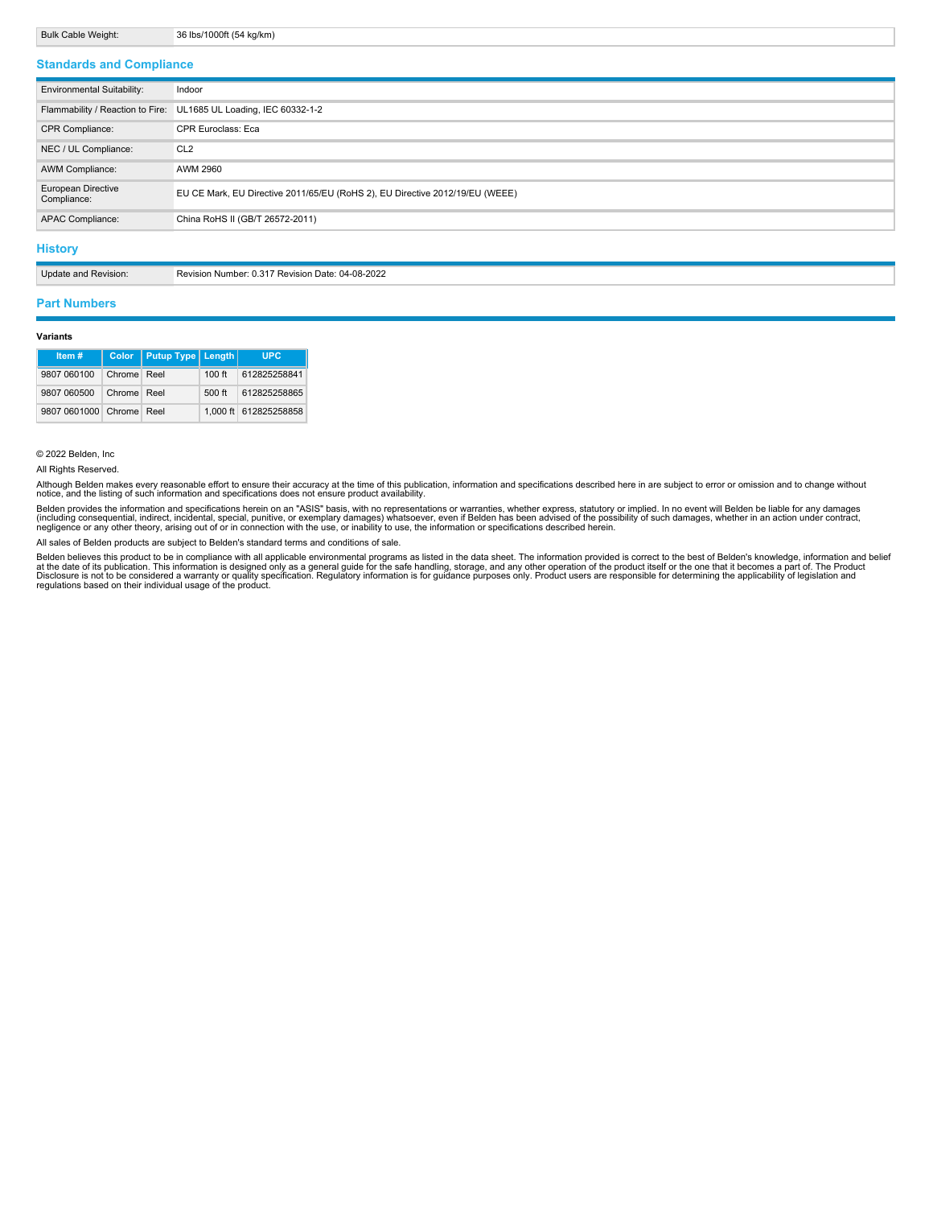| | |
|---|---|
| Bulk Cable Weight: | 36 lbs/1000ft (54 kg/km) |

## Standards and Compliance

| | |
|---|---|
| Environmental Suitability: | Indoor |
| Flammability / Reaction to Fire: | UL1685 UL Loading, IEC 60332-1-2 |
| CPR Compliance: | CPR Euroclass: Eca |
| NEC / UL Compliance: | CL2 |
| AWM Compliance: | AWM 2960 |
| European Directive Compliance: | EU CE Mark, EU Directive 2011/65/EU (RoHS 2), EU Directive 2012/19/EU (WEEE) |
| APAC Compliance: | China RoHS II (GB/T 26572-2011) |

## History

| | |
|---|---|
| Update and Revision: | Revision Number: 0.317 Revision Date: 04-08-2022 |

## Part Numbers

**Variants**

| Item # | Color | Putup Type | Length | UPC |
|---|---|---|---|---|
| 9807 060100 | Chrome | Reel | 100 ft | 612825258841 |
| 9807 060500 | Chrome | Reel | 500 ft | 612825258865 |
| 9807 0601000 | Chrome | Reel | 1,000 ft | 612825258858 |

© 2022 Belden, Inc

All Rights Reserved.

Although Belden makes every reasonable effort to ensure their accuracy at the time of this publication, information and specifications described here in are subject to error or omission and to change without notice, and the listing of such information and specifications does not ensure product availability.

Belden provides the information and specifications herein on an "ASIS" basis, with no representations or warranties, whether express, statutory or implied. In no event will Belden be liable for any damages (including consequential, indirect, incidental, special, punitive, or exemplary damages) whatsoever, even if Belden has been advised of the possibility of such damages, whether in an action under contract, negligence or any other theory, arising out of or in connection with the use, or inability to use, the information or specifications described herein.

All sales of Belden products are subject to Belden's standard terms and conditions of sale.

Belden believes this product to be in compliance with all applicable environmental programs as listed in the data sheet. The information provided is correct to the best of Belden's knowledge, information and belief at the date of its publication. This information is designed only as a general guide for the safe handling, storage, and any other operation of the product itself or the one that it becomes a part of. The Product Disclosure is not to be considered a warranty or quality specification. Regulatory information is for guidance purposes only. Product users are responsible for determining the applicability of legislation and regulations based on their individual usage of the product.